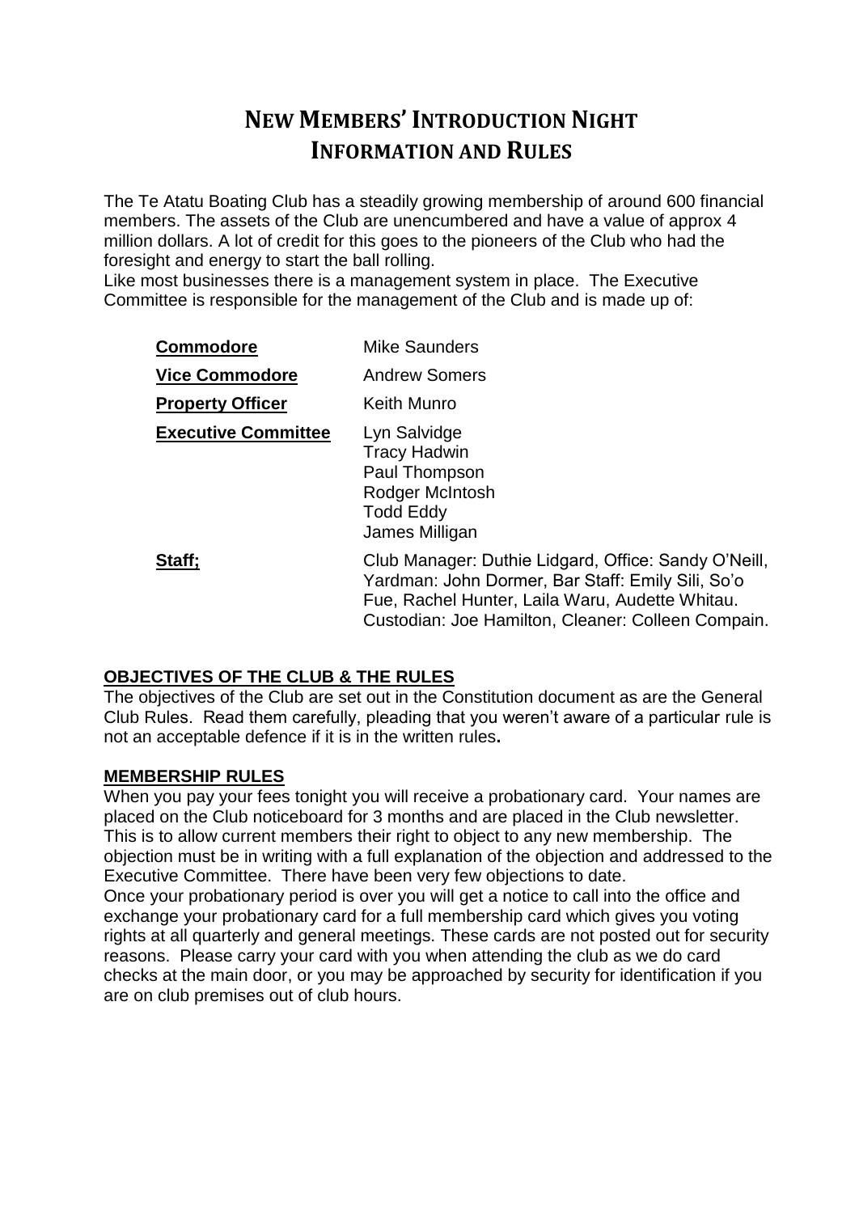# New Members' Introduction Night
# Information and Rules

The Te Atatu Boating Club has a steadily growing membership of around 600 financial members. The assets of the Club are unencumbered and have a value of approx 4 million dollars. A lot of credit for this goes to the pioneers of the Club who had the foresight and energy to start the ball rolling.

Like most businesses there is a management system in place. The Executive Committee is responsible for the management of the Club and is made up of:

| | |
|---|---|
| **Commodore** | Mike Saunders |
| **Vice Commodore** | Andrew Somers |
| **Property Officer** | Keith Munro |
| **Executive Committee** | Lyn Salvidge<br>Tracy Hadwin<br>Paul Thompson<br>Rodger McIntosh<br>Todd Eddy<br>James Milligan |
| **Staff;** | Club Manager: Duthie Lidgard, Office: Sandy O'Neill, Yardman: John Dormer, Bar Staff: Emily Sili, So'o Fue, Rachel Hunter, Laila Waru, Audette Whitau. Custodian: Joe Hamilton, Cleaner: Colleen Compain. |

## OBJECTIVES OF THE CLUB & THE RULES

The objectives of the Club are set out in the Constitution document as are the General Club Rules. Read them carefully, pleading that you weren't aware of a particular rule is not an acceptable defence if it is in the written rules**.**

## MEMBERSHIP RULES

When you pay your fees tonight you will receive a probationary card. Your names are placed on the Club noticeboard for 3 months and are placed in the Club newsletter. This is to allow current members their right to object to any new membership. The objection must be in writing with a full explanation of the objection and addressed to the Executive Committee. There have been very few objections to date.

Once your probationary period is over you will get a notice to call into the office and exchange your probationary card for a full membership card which gives you voting rights at all quarterly and general meetings. These cards are not posted out for security reasons. Please carry your card with you when attending the club as we do card checks at the main door, or you may be approached by security for identification if you are on club premises out of club hours.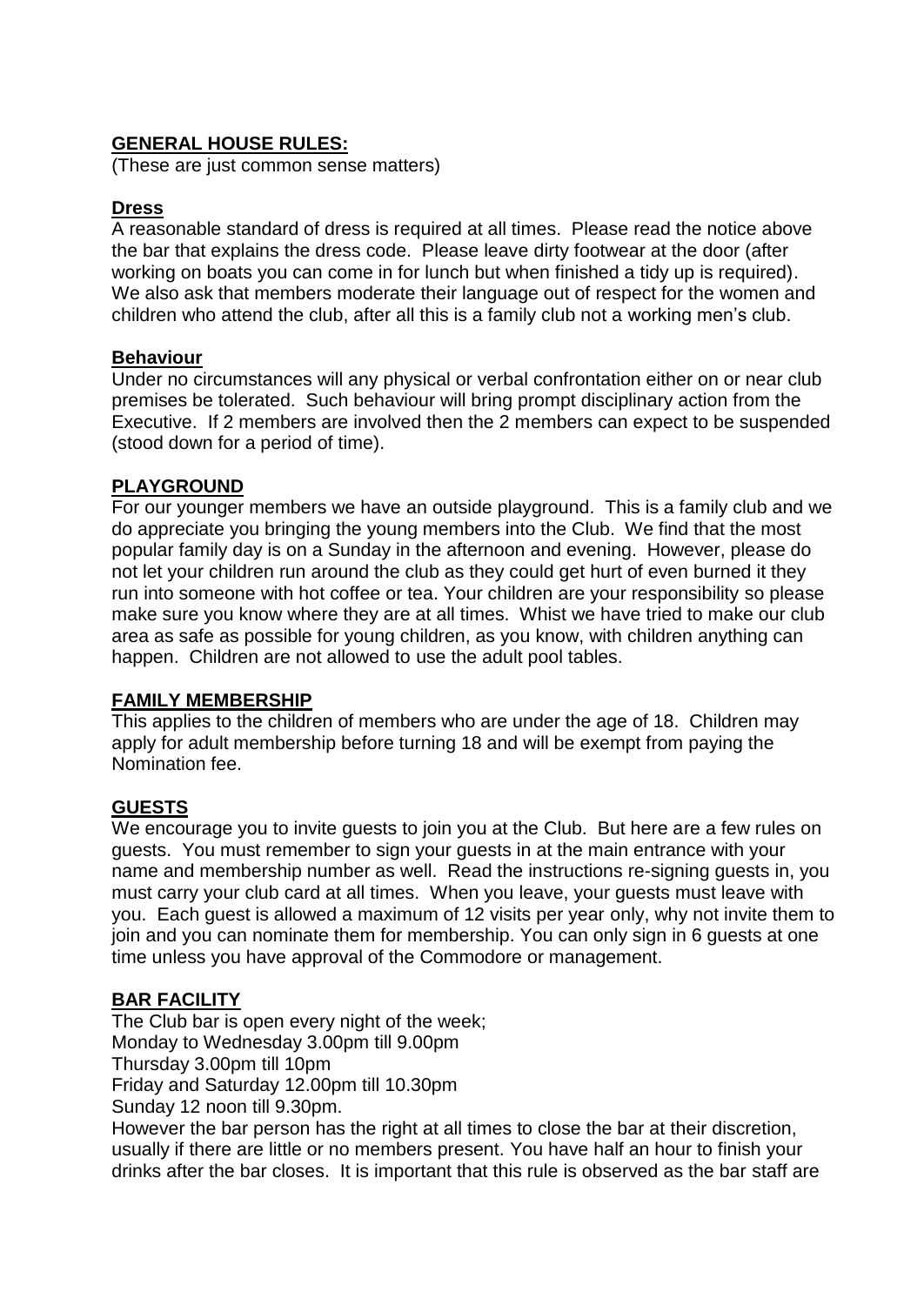**GENERAL HOUSE RULES:**

(These are just common sense matters)

**Dress**

A reasonable standard of dress is required at all times. Please read the notice above the bar that explains the dress code. Please leave dirty footwear at the door (after working on boats you can come in for lunch but when finished a tidy up is required). We also ask that members moderate their language out of respect for the women and children who attend the club, after all this is a family club not a working men's club.

**Behaviour**

Under no circumstances will any physical or verbal confrontation either on or near club premises be tolerated. Such behaviour will bring prompt disciplinary action from the Executive. If 2 members are involved then the 2 members can expect to be suspended (stood down for a period of time).

**PLAYGROUND**

For our younger members we have an outside playground. This is a family club and we do appreciate you bringing the young members into the Club. We find that the most popular family day is on a Sunday in the afternoon and evening. However, please do not let your children run around the club as they could get hurt of even burned it they run into someone with hot coffee or tea. Your children are your responsibility so please make sure you know where they are at all times. Whist we have tried to make our club area as safe as possible for young children, as you know, with children anything can happen. Children are not allowed to use the adult pool tables.

**FAMILY MEMBERSHIP**

This applies to the children of members who are under the age of 18. Children may apply for adult membership before turning 18 and will be exempt from paying the Nomination fee.

**GUESTS**

We encourage you to invite guests to join you at the Club. But here are a few rules on guests. You must remember to sign your guests in at the main entrance with your name and membership number as well. Read the instructions re-signing guests in, you must carry your club card at all times. When you leave, your guests must leave with you. Each guest is allowed a maximum of 12 visits per year only, why not invite them to join and you can nominate them for membership. You can only sign in 6 guests at one time unless you have approval of the Commodore or management.

**BAR FACILITY**

The Club bar is open every night of the week;
Monday to Wednesday 3.00pm till 9.00pm
Thursday 3.00pm till 10pm
Friday and Saturday 12.00pm till 10.30pm
Sunday 12 noon till 9.30pm.
However the bar person has the right at all times to close the bar at their discretion, usually if there are little or no members present. You have half an hour to finish your drinks after the bar closes. It is important that this rule is observed as the bar staff are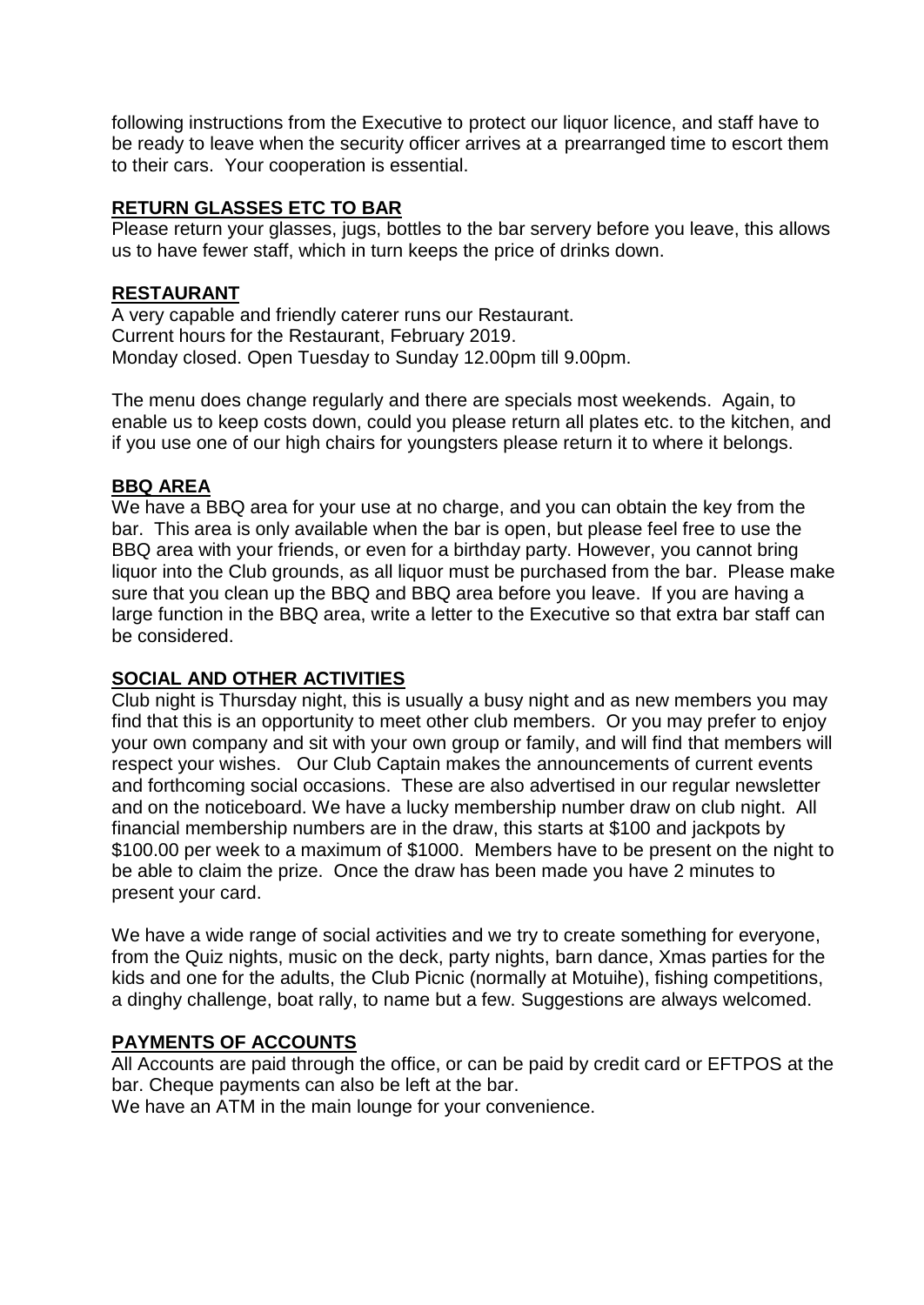following instructions from the Executive to protect our liquor licence, and staff have to be ready to leave when the security officer arrives at a prearranged time to escort them to their cars. Your cooperation is essential.

## RETURN GLASSES ETC TO BAR

Please return your glasses, jugs, bottles to the bar servery before you leave, this allows us to have fewer staff, which in turn keeps the price of drinks down.

## RESTAURANT

A very capable and friendly caterer runs our Restaurant.
Current hours for the Restaurant, February 2019.
Monday closed. Open Tuesday to Sunday 12.00pm till 9.00pm.

The menu does change regularly and there are specials most weekends. Again, to enable us to keep costs down, could you please return all plates etc. to the kitchen, and if you use one of our high chairs for youngsters please return it to where it belongs.

## BBQ AREA

We have a BBQ area for your use at no charge, and you can obtain the key from the bar. This area is only available when the bar is open, but please feel free to use the BBQ area with your friends, or even for a birthday party. However, you cannot bring liquor into the Club grounds, as all liquor must be purchased from the bar. Please make sure that you clean up the BBQ and BBQ area before you leave. If you are having a large function in the BBQ area, write a letter to the Executive so that extra bar staff can be considered.

## SOCIAL AND OTHER ACTIVITIES

Club night is Thursday night, this is usually a busy night and as new members you may find that this is an opportunity to meet other club members. Or you may prefer to enjoy your own company and sit with your own group or family, and will find that members will respect your wishes. Our Club Captain makes the announcements of current events and forthcoming social occasions. These are also advertised in our regular newsletter and on the noticeboard. We have a lucky membership number draw on club night. All financial membership numbers are in the draw, this starts at $100 and jackpots by $100.00 per week to a maximum of $1000. Members have to be present on the night to be able to claim the prize. Once the draw has been made you have 2 minutes to present your card.

We have a wide range of social activities and we try to create something for everyone, from the Quiz nights, music on the deck, party nights, barn dance, Xmas parties for the kids and one for the adults, the Club Picnic (normally at Motuihe), fishing competitions, a dinghy challenge, boat rally, to name but a few. Suggestions are always welcomed.

## PAYMENTS OF ACCOUNTS

All Accounts are paid through the office, or can be paid by credit card or EFTPOS at the bar. Cheque payments can also be left at the bar.
We have an ATM in the main lounge for your convenience.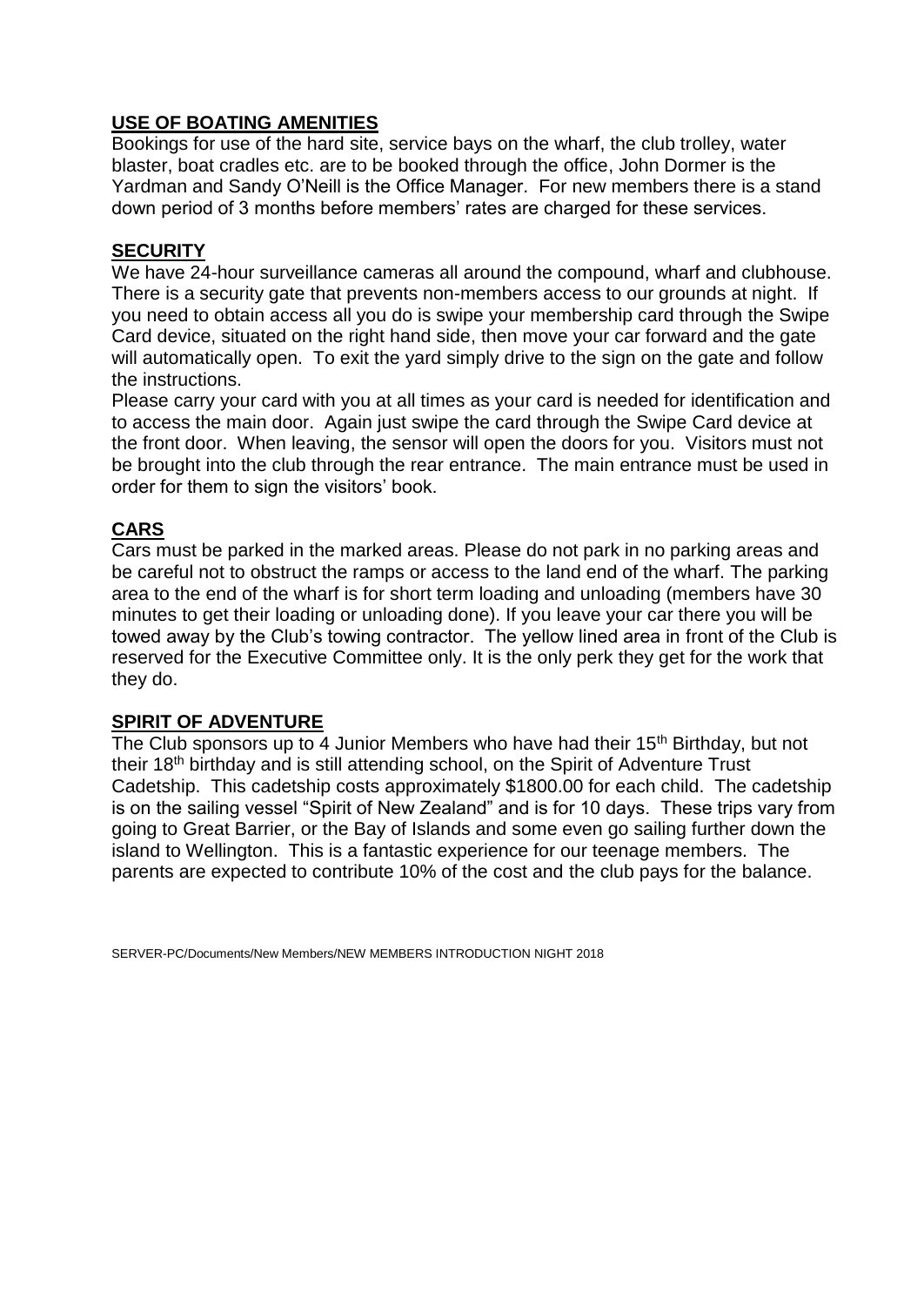## USE OF BOATING AMENITIES

Bookings for use of the hard site, service bays on the wharf, the club trolley, water blaster, boat cradles etc. are to be booked through the office, John Dormer is the Yardman and Sandy O'Neill is the Office Manager. For new members there is a stand down period of 3 months before members' rates are charged for these services.

## SECURITY

We have 24-hour surveillance cameras all around the compound, wharf and clubhouse. There is a security gate that prevents non-members access to our grounds at night. If you need to obtain access all you do is swipe your membership card through the Swipe Card device, situated on the right hand side, then move your car forward and the gate will automatically open. To exit the yard simply drive to the sign on the gate and follow the instructions.

Please carry your card with you at all times as your card is needed for identification and to access the main door. Again just swipe the card through the Swipe Card device at the front door. When leaving, the sensor will open the doors for you. Visitors must not be brought into the club through the rear entrance. The main entrance must be used in order for them to sign the visitors' book.

## CARS

Cars must be parked in the marked areas. Please do not park in no parking areas and be careful not to obstruct the ramps or access to the land end of the wharf. The parking area to the end of the wharf is for short term loading and unloading (members have 30 minutes to get their loading or unloading done). If you leave your car there you will be towed away by the Club's towing contractor. The yellow lined area in front of the Club is reserved for the Executive Committee only. It is the only perk they get for the work that they do.

## SPIRIT OF ADVENTURE

The Club sponsors up to 4 Junior Members who have had their 15th Birthday, but not their 18th birthday and is still attending school, on the Spirit of Adventure Trust Cadetship. This cadetship costs approximately $1800.00 for each child. The cadetship is on the sailing vessel "Spirit of New Zealand" and is for 10 days. These trips vary from going to Great Barrier, or the Bay of Islands and some even go sailing further down the island to Wellington. This is a fantastic experience for our teenage members. The parents are expected to contribute 10% of the cost and the club pays for the balance.

SERVER-PC/Documents/New Members/NEW MEMBERS INTRODUCTION NIGHT 2018